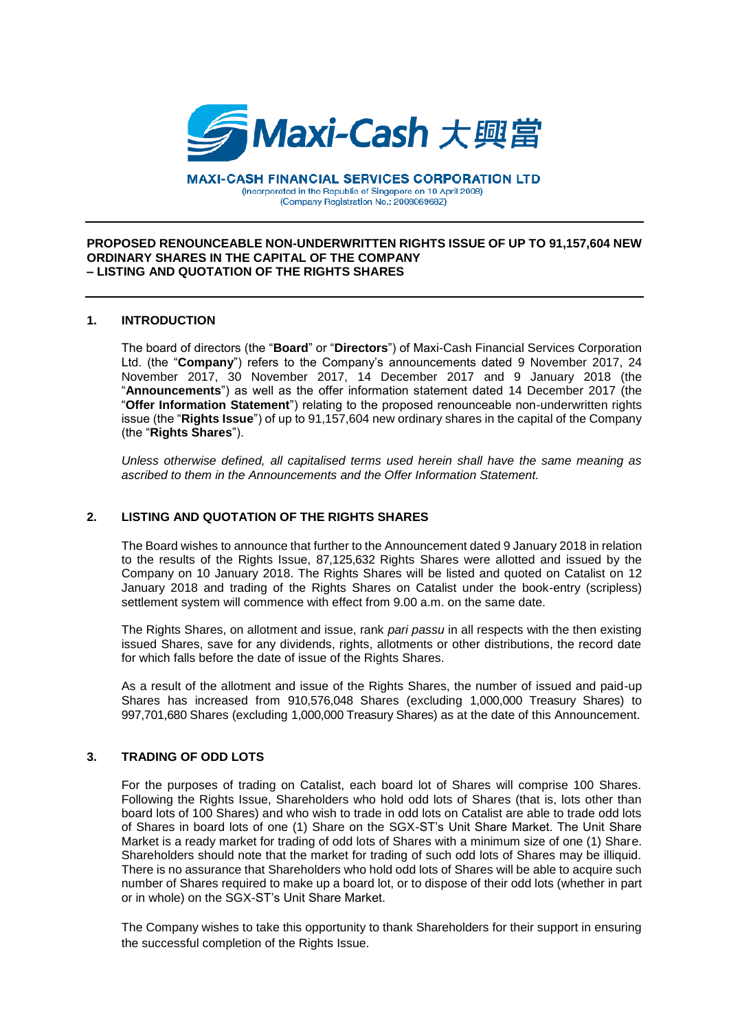Maxi-Cash 大興當

**MAXI-CASH FINANCIAL SERVICES CORPORATION LTD**
(Incorporated in the Republic of Singapore on 10 April 2008)
(Company Registration No.: 200806968Z)

---

**PROPOSED RENOUNCEABLE NON-UNDERWRITTEN RIGHTS ISSUE OF UP TO 91,157,604 NEW ORDINARY SHARES IN THE CAPITAL OF THE COMPANY – LISTING AND QUOTATION OF THE RIGHTS SHARES**

---

## 1. INTRODUCTION

The board of directors (the "**Board**" or "**Directors**") of Maxi-Cash Financial Services Corporation Ltd. (the "**Company**") refers to the Company's announcements dated 9 November 2017, 24 November 2017, 30 November 2017, 14 December 2017 and 9 January 2018 (the "**Announcements**") as well as the offer information statement dated 14 December 2017 (the "**Offer Information Statement**") relating to the proposed renounceable non-underwritten rights issue (the "**Rights Issue**") of up to 91,157,604 new ordinary shares in the capital of the Company (the "**Rights Shares**").

*Unless otherwise defined, all capitalised terms used herein shall have the same meaning as ascribed to them in the Announcements and the Offer Information Statement.*

## 2. LISTING AND QUOTATION OF THE RIGHTS SHARES

The Board wishes to announce that further to the Announcement dated 9 January 2018 in relation to the results of the Rights Issue, 87,125,632 Rights Shares were allotted and issued by the Company on 10 January 2018. The Rights Shares will be listed and quoted on Catalist on 12 January 2018 and trading of the Rights Shares on Catalist under the book-entry (scripless) settlement system will commence with effect from 9.00 a.m. on the same date.

The Rights Shares, on allotment and issue, rank *pari passu* in all respects with the then existing issued Shares, save for any dividends, rights, allotments or other distributions, the record date for which falls before the date of issue of the Rights Shares.

As a result of the allotment and issue of the Rights Shares, the number of issued and paid-up Shares has increased from 910,576,048 Shares (excluding 1,000,000 Treasury Shares) to 997,701,680 Shares (excluding 1,000,000 Treasury Shares) as at the date of this Announcement.

## 3. TRADING OF ODD LOTS

For the purposes of trading on Catalist, each board lot of Shares will comprise 100 Shares. Following the Rights Issue, Shareholders who hold odd lots of Shares (that is, lots other than board lots of 100 Shares) and who wish to trade in odd lots on Catalist are able to trade odd lots of Shares in board lots of one (1) Share on the SGX-ST's Unit Share Market. The Unit Share Market is a ready market for trading of odd lots of Shares with a minimum size of one (1) Share. Shareholders should note that the market for trading of such odd lots of Shares may be illiquid. There is no assurance that Shareholders who hold odd lots of Shares will be able to acquire such number of Shares required to make up a board lot, or to dispose of their odd lots (whether in part or in whole) on the SGX-ST's Unit Share Market.

The Company wishes to take this opportunity to thank Shareholders for their support in ensuring the successful completion of the Rights Issue.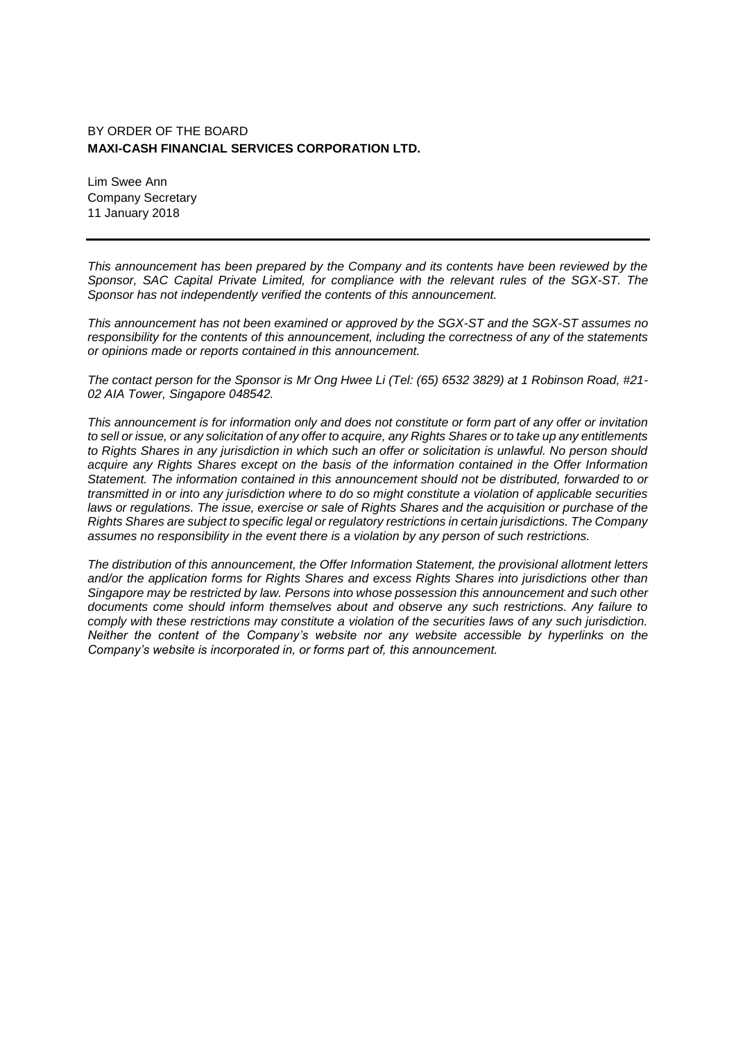BY ORDER OF THE BOARD
**MAXI-CASH FINANCIAL SERVICES CORPORATION LTD.**

Lim Swee Ann
Company Secretary
11 January 2018

---

*This announcement has been prepared by the Company and its contents have been reviewed by the Sponsor, SAC Capital Private Limited, for compliance with the relevant rules of the SGX-ST. The Sponsor has not independently verified the contents of this announcement.*

*This announcement has not been examined or approved by the SGX-ST and the SGX-ST assumes no responsibility for the contents of this announcement, including the correctness of any of the statements or opinions made or reports contained in this announcement.*

*The contact person for the Sponsor is Mr Ong Hwee Li (Tel: (65) 6532 3829) at 1 Robinson Road, #21-02 AIA Tower, Singapore 048542.*

*This announcement is for information only and does not constitute or form part of any offer or invitation to sell or issue, or any solicitation of any offer to acquire, any Rights Shares or to take up any entitlements to Rights Shares in any jurisdiction in which such an offer or solicitation is unlawful. No person should acquire any Rights Shares except on the basis of the information contained in the Offer Information Statement. The information contained in this announcement should not be distributed, forwarded to or transmitted in or into any jurisdiction where to do so might constitute a violation of applicable securities laws or regulations. The issue, exercise or sale of Rights Shares and the acquisition or purchase of the Rights Shares are subject to specific legal or regulatory restrictions in certain jurisdictions. The Company assumes no responsibility in the event there is a violation by any person of such restrictions.*

*The distribution of this announcement, the Offer Information Statement, the provisional allotment letters and/or the application forms for Rights Shares and excess Rights Shares into jurisdictions other than Singapore may be restricted by law. Persons into whose possession this announcement and such other documents come should inform themselves about and observe any such restrictions. Any failure to comply with these restrictions may constitute a violation of the securities laws of any such jurisdiction. Neither the content of the Company's website nor any website accessible by hyperlinks on the Company's website is incorporated in, or forms part of, this announcement.*